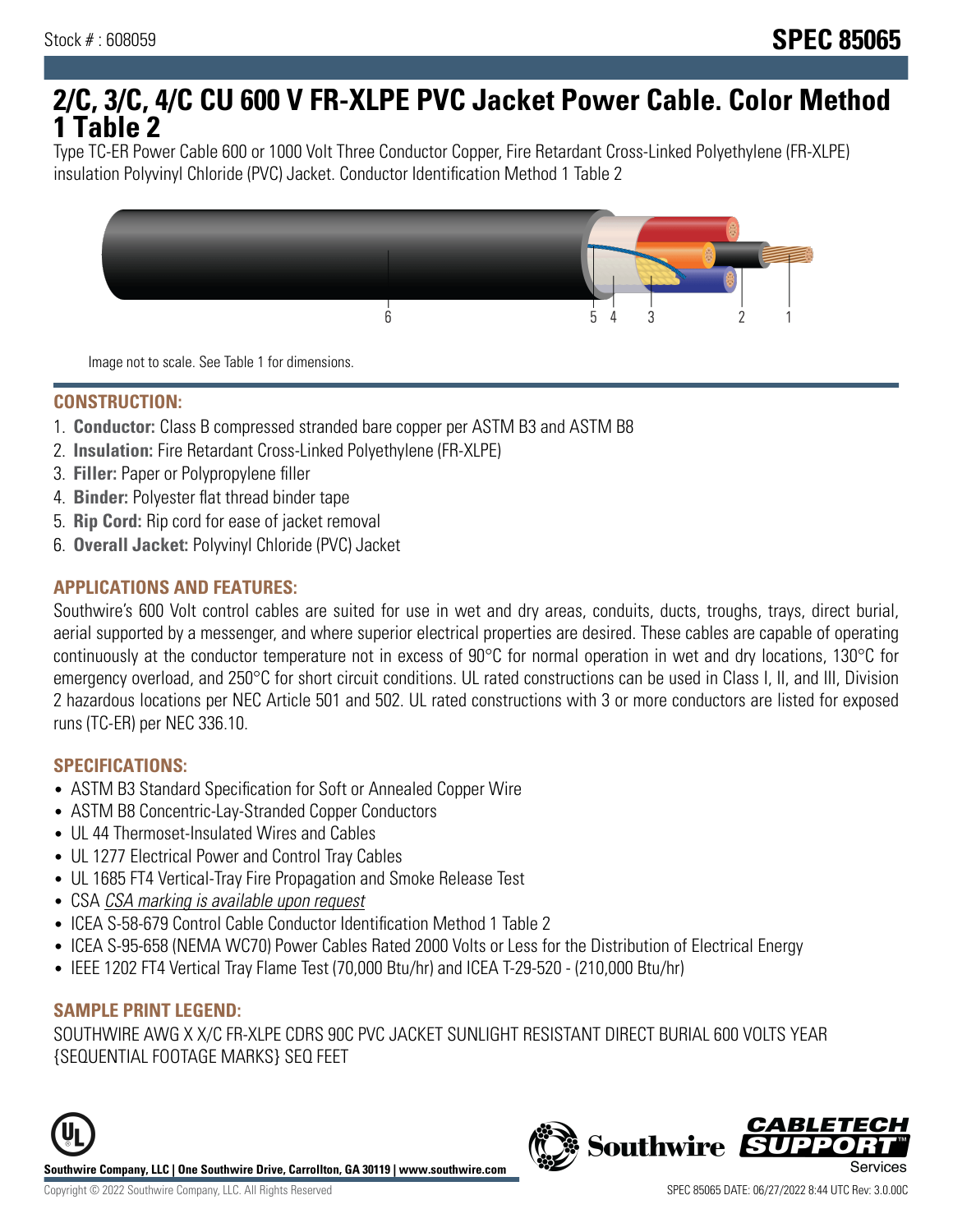Stock # : 608059

# SPEC 85065

# 2/C, 3/C, 4/C CU 600 V FR-XLPE PVC Jacket Power Cable. Color Method 1 Table 2

Type TC-ER Power Cable 600 or 1000 Volt Three Conductor Copper, Fire Retardant Cross-Linked Polyethylene (FR-XLPE) insulation Polyvinyl Chloride (PVC) Jacket. Conductor Identification Method 1 Table 2

Image not to scale. See Table 1 for dimensions.

## CONSTRUCTION:

1. **Conductor:** Class B compressed stranded bare copper per ASTM B3 and ASTM B8
2. **Insulation:** Fire Retardant Cross-Linked Polyethylene (FR-XLPE)
3. **Filler:** Paper or Polypropylene filler
4. **Binder:** Polyester flat thread binder tape
5. **Rip Cord:** Rip cord for ease of jacket removal
6. **Overall Jacket:** Polyvinyl Chloride (PVC) Jacket

## APPLICATIONS AND FEATURES:

Southwire's 600 Volt control cables are suited for use in wet and dry areas, conduits, ducts, troughs, trays, direct burial, aerial supported by a messenger, and where superior electrical properties are desired. These cables are capable of operating continuously at the conductor temperature not in excess of 90°C for normal operation in wet and dry locations, 130°C for emergency overload, and 250°C for short circuit conditions. UL rated constructions can be used in Class I, II, and III, Division 2 hazardous locations per NEC Article 501 and 502. UL rated constructions with 3 or more conductors are listed for exposed runs (TC-ER) per NEC 336.10.

## SPECIFICATIONS:

- ASTM B3 Standard Specification for Soft or Annealed Copper Wire
- ASTM B8 Concentric-Lay-Stranded Copper Conductors
- UL 44 Thermoset-Insulated Wires and Cables
- UL 1277 Electrical Power and Control Tray Cables
- UL 1685 FT4 Vertical-Tray Fire Propagation and Smoke Release Test
- CSA *CSA marking is available upon request*
- ICEA S-58-679 Control Cable Conductor Identification Method 1 Table 2
- ICEA S-95-658 (NEMA WC70) Power Cables Rated 2000 Volts or Less for the Distribution of Electrical Energy
- IEEE 1202 FT4 Vertical Tray Flame Test (70,000 Btu/hr) and ICEA T-29-520 - (210,000 Btu/hr)

## SAMPLE PRINT LEGEND:

SOUTHWIRE AWG X X/C FR-XLPE CDRS 90C PVC JACKET SUNLIGHT RESISTANT DIRECT BURIAL 600 VOLTS YEAR {SEQUENTIAL FOOTAGE MARKS} SEQ FEET

**Southwire Company, LLC | One Southwire Drive, Carrollton, GA 30119 | www.southwire.com**

Copyright © 2022 Southwire Company, LLC. All Rights Reserved

SPEC 85065 DATE: 06/27/2022 8:44 UTC Rev: 3.0.00C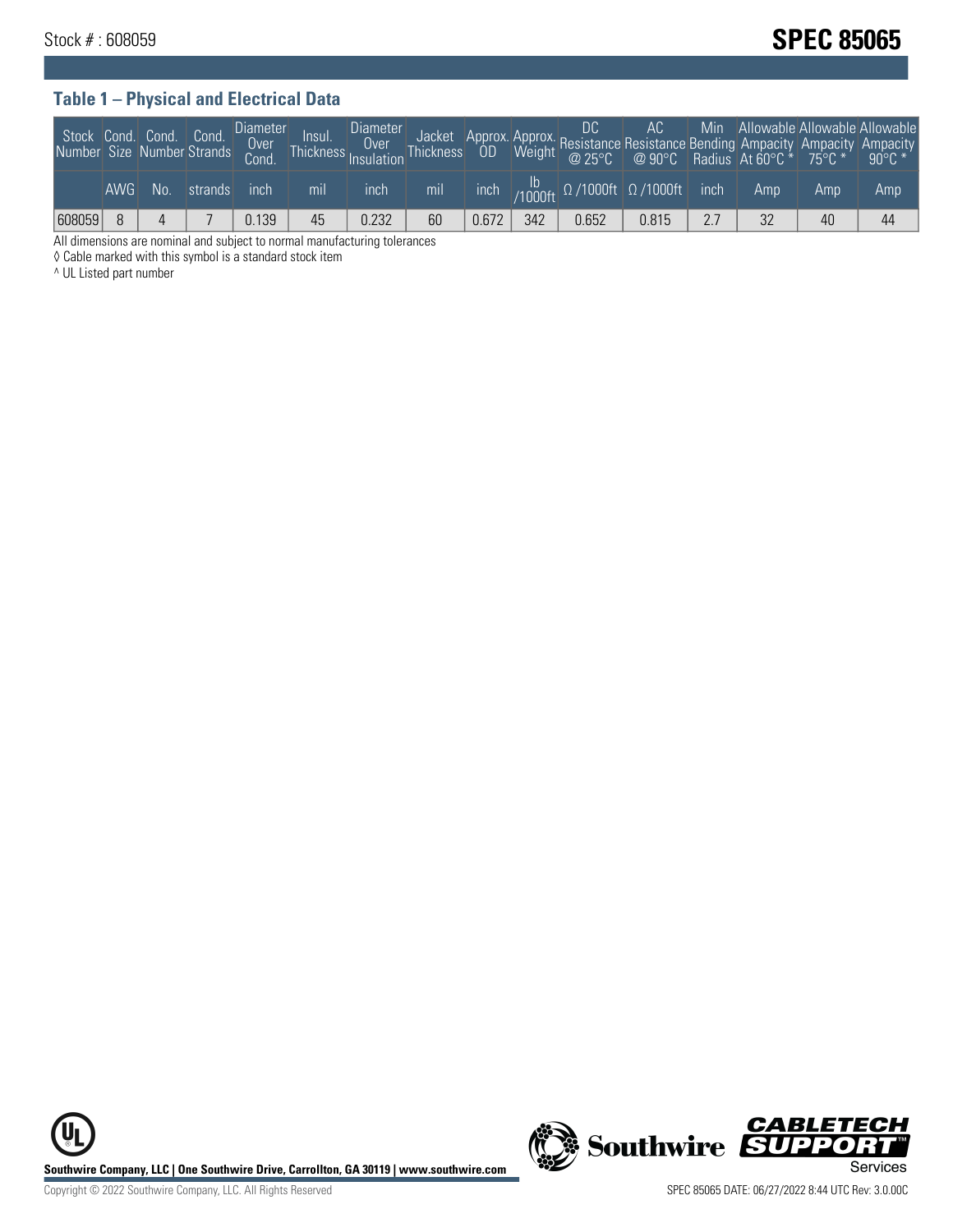### Table 1 – Physical and Electrical Data

| Stock Number | Cond. Size | Cond. Number | Cond. Strands | Diameter Over Cond. | Insul. Thickness | Diameter Over Insulation | Jacket Thickness | Approx. OD | Approx. Weight | DC Resistance @ 25°C | AC Resistance @ 90°C | Min Bending Radius | Allowable Ampacity At 60°C * | Allowable Ampacity 75°C * | Allowable Ampacity 90°C * |
|---|---|---|---|---|---|---|---|---|---|---|---|---|---|---|---|
| | AWG | No. | strands | inch | mil | inch | mil | inch | lb /1000ft | Ω /1000ft | Ω /1000ft | inch | Amp | Amp | Amp |
| 608059 | 8 | 4 | 7 | 0.139 | 45 | 0.232 | 60 | 0.672 | 342 | 0.652 | 0.815 | 2.7 | 32 | 40 | 44 |

All dimensions are nominal and subject to normal manufacturing tolerances

◊ Cable marked with this symbol is a standard stock item

^ UL Listed part number

Southwire Company, LLC | One Southwire Drive, Carrollton, GA 30119 | www.southwire.com

Copyright © 2022 Southwire Company, LLC. All Rights Reserved

SPEC 85065 DATE: 06/27/2022 8:44 UTC Rev: 3.0.00C